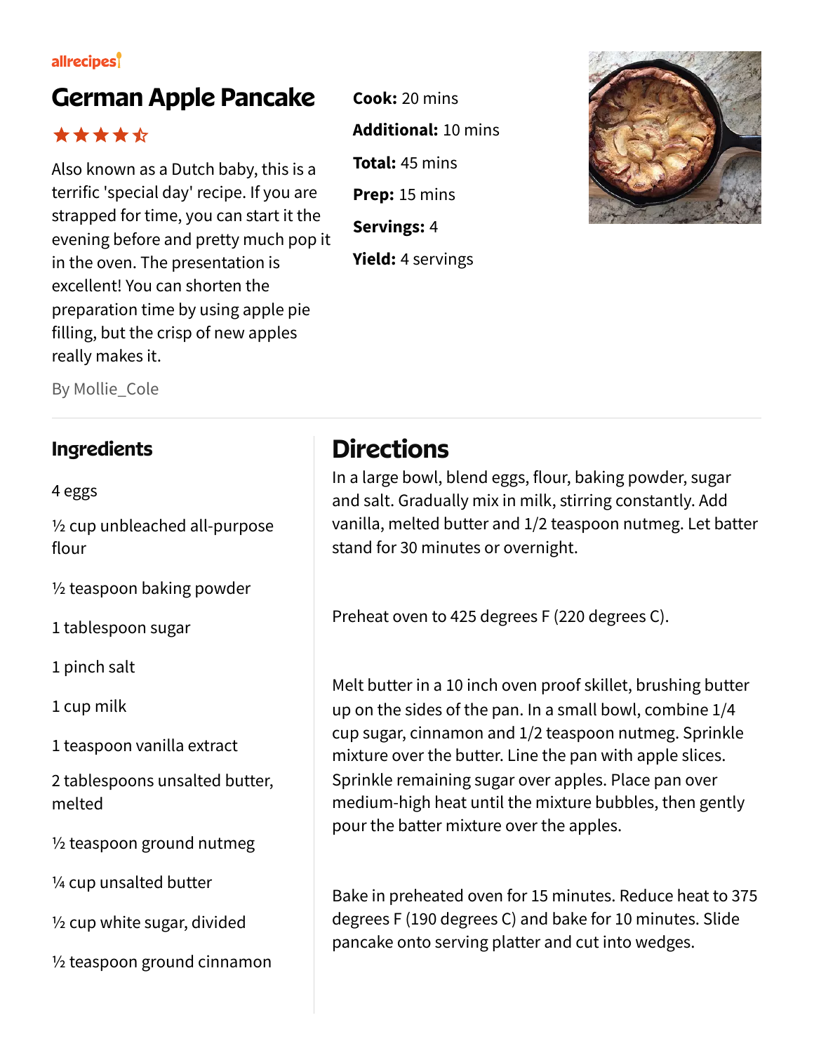allrecipes

# German Apple Pancake

★★★★☆

Also known as a Dutch baby, this is a terrific 'special day' recipe. If you are strapped for time, you can start it the evening before and pretty much pop it in the oven. The presentation is excellent! You can shorten the preparation time by using apple pie filling, but the crisp of new apples really makes it.

By Mollie_Cole

**Cook:** 20 mins

**Additional:** 10 mins

**Total:** 45 mins

**Prep:** 15 mins

**Servings:** 4

**Yield:** 4 servings

## Ingredients

- 4 eggs
- ½ cup unbleached all-purpose flour
- ½ teaspoon baking powder
- 1 tablespoon sugar
- 1 pinch salt
- 1 cup milk
- 1 teaspoon vanilla extract
- 2 tablespoons unsalted butter, melted
- ½ teaspoon ground nutmeg
- ¼ cup unsalted butter
- ½ cup white sugar, divided
- ½ teaspoon ground cinnamon

## Directions

In a large bowl, blend eggs, flour, baking powder, sugar and salt. Gradually mix in milk, stirring constantly. Add vanilla, melted butter and 1/2 teaspoon nutmeg. Let batter stand for 30 minutes or overnight.

Preheat oven to 425 degrees F (220 degrees C).

Melt butter in a 10 inch oven proof skillet, brushing butter up on the sides of the pan. In a small bowl, combine 1/4 cup sugar, cinnamon and 1/2 teaspoon nutmeg. Sprinkle mixture over the butter. Line the pan with apple slices. Sprinkle remaining sugar over apples. Place pan over medium-high heat until the mixture bubbles, then gently pour the batter mixture over the apples.

Bake in preheated oven for 15 minutes. Reduce heat to 375 degrees F (190 degrees C) and bake for 10 minutes. Slide pancake onto serving platter and cut into wedges.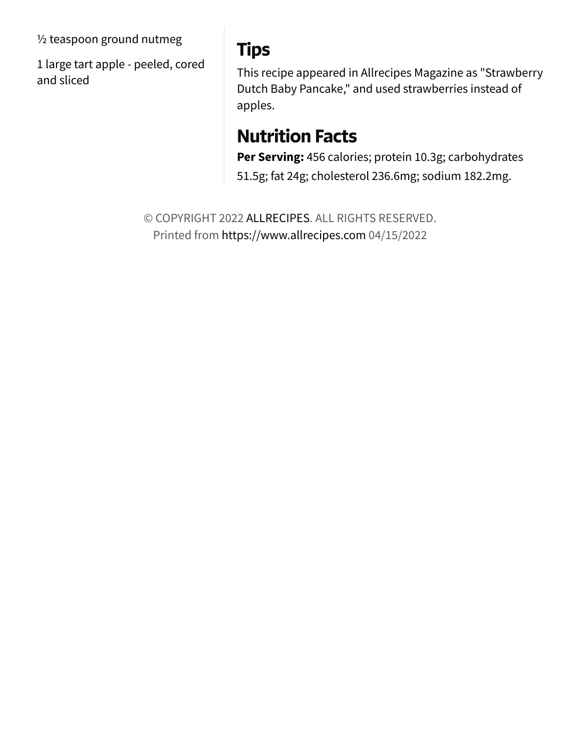½ teaspoon ground nutmeg

1 large tart apple - peeled, cored and sliced

## Tips

This recipe appeared in Allrecipes Magazine as "Strawberry Dutch Baby Pancake," and used strawberries instead of apples.

## Nutrition Facts

**Per Serving:** 456 calories; protein 10.3g; carbohydrates 51.5g; fat 24g; cholesterol 236.6mg; sodium 182.2mg.

© COPYRIGHT 2022 ALLRECIPES. ALL RIGHTS RESERVED.
Printed from https://www.allrecipes.com 04/15/2022